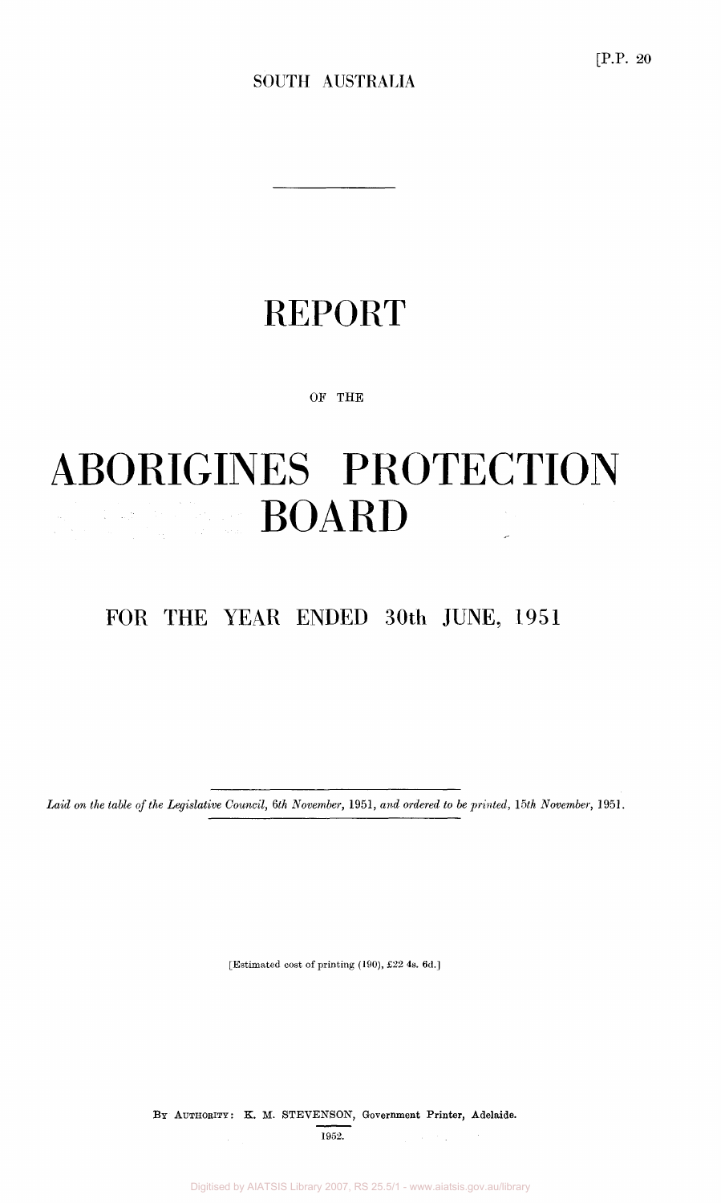[P.P. 20

SOUTH AUSTRALIA

# REPORT

OF THE

# ABORIGINES PROTECTION BOARD

## FOR THE YEAR ENDED 30th JUNE, 1951

*Laid on the table of the Legislative Council, 6th November,* 1951, *and ordered to be printed,* 15*th November,* 1951.

[Estimated cost of printing (190), £22 4s. 6d.]

BY AUTHORITY: K. M. STEVENSON, Government Printer, Adelaide.

1952.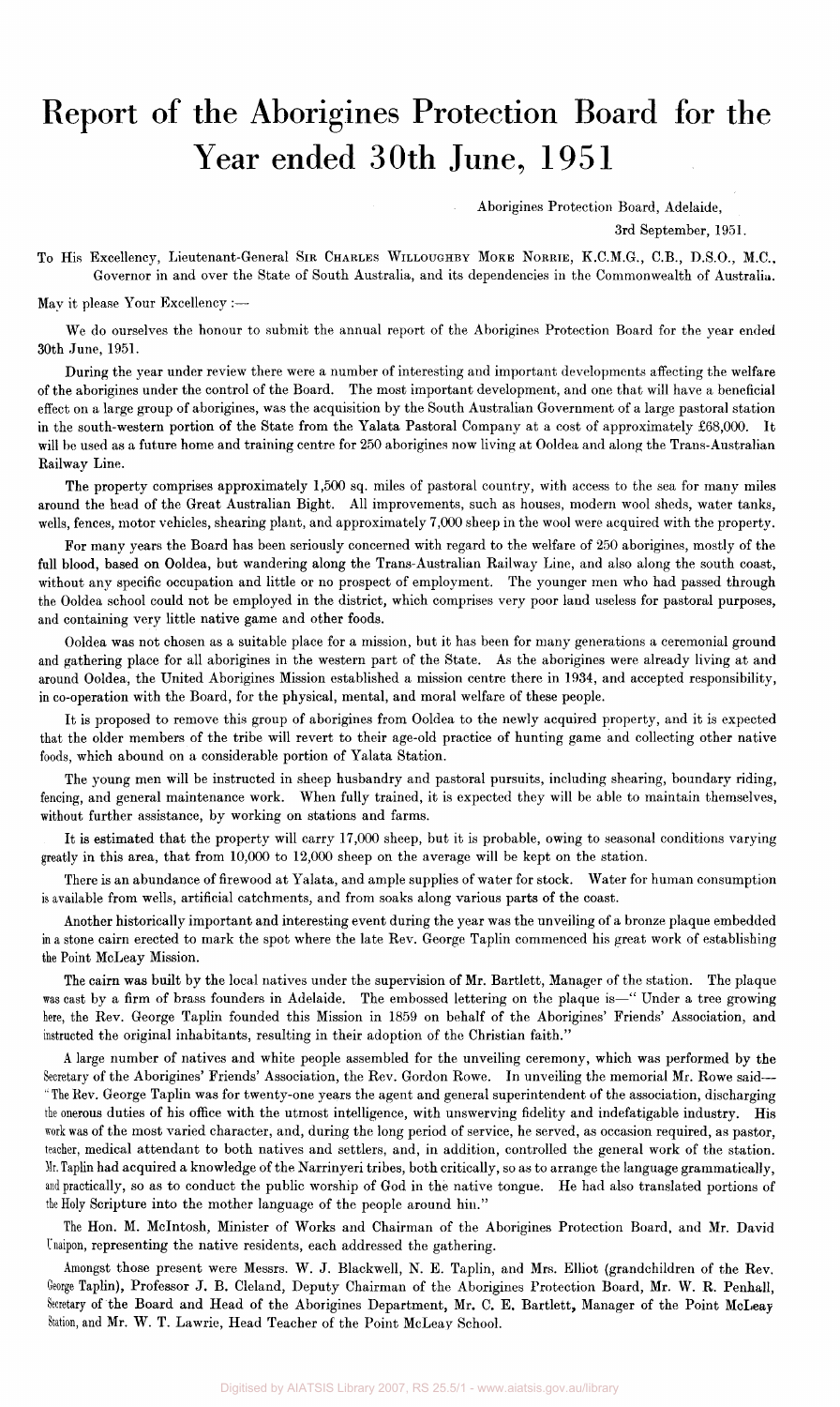# Report of the Aborigines Protection Board for the Year ended 30th June, 1951

Aborigines Protection Board, Adelaide,

3rd September, 1951.

To His Excellency, Lieutenant-General SIR CHARLES WILLOUGHBY MOKE NORRIE, K.C.M.G., C.B., D.S.O., M.C., Governor in and over the State of South Australia, and its dependencies in the Commonwealth of Australia.

May it please Your Excellency :—

We do ourselves the honour to submit the annual report of the Aborigines Protection Board for the year ended 30th June, 1951.

During the year under review there were a number of interesting and important developments affecting the welfare of the aborigines under the control of the Board. The most important development, and one that will have a beneficial effect on a large group of aborigines, was the acquisition by the South Australian Government of a large pastoral station in the south-western portion of the State from the Yalata Pastoral Company at a cost of approximately £68,000. It will be used as a future home and training centre for 250 aborigines now living at Ooldea and along the Trans-Australian Railway Line.

The property comprises approximately 1,500 sq. miles of pastoral country, with access to the sea for many miles around the head of the Great Australian Bight. All improvements, such as houses, modern wool sheds, water tanks, wells, fences, motor vehicles, shearing plant, and approximately 7,000 sheep in the wool were acquired with the property.

For many years the Board has been seriously concerned with regard to the welfare of 250 aborigines, mostly of the full blood, based on Ooldea, but wandering along the Trans-Australian Railway Line, and also along the south coast, without any specific occupation and little or no prospect of employment. The younger men who had passed through the Ooldea school could not be employed in the district, which comprises very poor land useless for pastoral purposes, and containing very little native game and other foods.

Ooldea was not chosen as a suitable place for a mission, but it has been for many generations a ceremonial ground and gathering place for all aborigines in the western part of the State. As the aborigines were already living at and around Ooldea, the United Aborigines Mission established a mission centre there in 1934, and accepted responsibility, in co-operation with the Board, for the physical, mental, and moral welfare of these people.

It is proposed to remove this group of aborigines from Ooldea to the newly acquired property, and it is expected that the older members of the tribe will revert to their age-old practice of hunting game and collecting other native foods, which abound on a considerable portion of Yalata Station.

The young men will be instructed in sheep husbandry and pastoral pursuits, including shearing, boundary riding, fencing, and general maintenance work. When fully trained, it is expected they will be able to maintain themselves, without further assistance, by working on stations and farms.

It is estimated that the property will carry 17,000 sheep, but it is probable, owing to seasonal conditions varying greatly in this area, that from 10,000 to 12,000 sheep on the average will be kept on the station.

There is an abundance of firewood at Yalata, and ample supplies of water for stock. Water for human consumption is available from wells, artificial catchments, and from soaks along various parts of the coast.

Another historically important and interesting event during the year was the unveiling of a bronze plaque embedded in a stone cairn erected to mark the spot where the late Rev. George Taplin commenced his great work of establishing the Point McLeay Mission.

The cairn was built by the local natives under the supervision of Mr. Bartlett, Manager of the station. The plaque was cast by a firm of brass founders in Adelaide. The embossed lettering on the plaque is—" Under a tree growing here, the Rev. George Taplin founded this Mission in 1859 on behalf of the Aborigines' Friends' Association, and instructed the original inhabitants, resulting in their adoption of the Christian faith."

A large number of natives and white people assembled for the unveiling ceremony, which was performed by the Secretary of the Aborigines' Friends' Association, the Rev. Gordon Rowe. In unveiling the memorial Mr. Rowe said— "The Rev. George Taplin was for twenty-one years the agent and general superintendent of the association, discharging the onerous duties of his office with the utmost intelligence, with unswerving fidelity and indefatigable industry. His work was of the most varied character, and, during the long period of service, he served, as occasion required, as pastor, teacher, medical attendant to both natives and settlers, and, in addition, controlled the general work of the station. Mr. Taplin had acquired a knowledge of the Narrinyeri tribes, both critically, so as to arrange the language grammatically, and practically, so as to conduct the public worship of God in the native tongue. He had also translated portions of the Holy Scripture into the mother language of the people around him."

The Hon. M. McIntosh, Minister of Works and Chairman of the Aborigines Protection Board, and Mr. David Unaipon, representing the native residents, each addressed the gathering.

Amongst those present were Messrs. W. J. Blackwell, N. E. Taplin, and Mrs. Elliot (grandchildren of the Rev. George Taplin), Professor J. B. Cleland, Deputy Chairman of the Aborigines Protection Board, Mr. W. R. Penhall, Secretary of the Board and Head of the Aborigines Department, Mr. C. E. Bartlett, Manager of the Point McLeay Station, and Mr. W. T. Lawrie, Head Teacher of the Point McLeay School.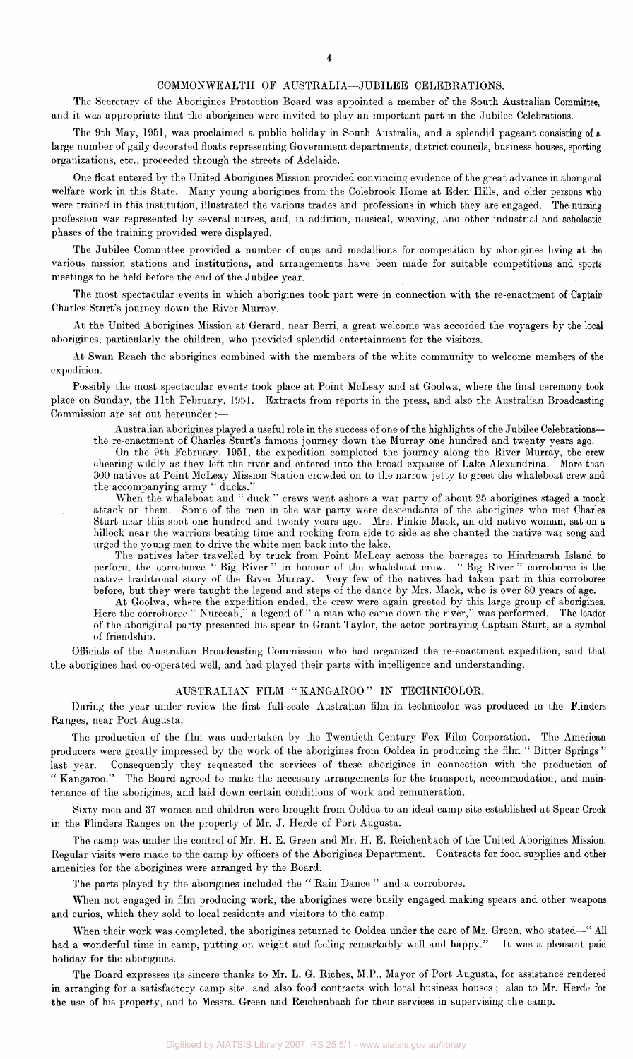## COMMONWEALTH OF AUSTRALIA—JUBILEE CELEBRATIONS.

The Secretary of the Aborigines Protection Board was appointed a member of the South Australian Committee, and it was appropriate that the aborigines were invited to play an important part in the Jubilee Celebrations.

The 9th May, 1951, was proclaimed a public holiday in South Australia, and a splendid pageant consisting of a large number of gaily decorated floats representing Government departments, district councils, business houses, sporting organizations, etc., proceeded through the streets of Adelaide.

One float entered by the United Aborigines Mission provided convincing evidence of the great advance in aboriginal welfare work in this State. Many young aborigines from the Colebrook Home at Eden Hills, and older persons who were trained in this institution, illustrated the various trades and professions in which they are engaged. The nursing profession was represented by several nurses, and, in addition, musical, weaving, and other industrial and scholastic phases of the training provided were displayed.

The Jubilee Committee provided a number of cups and medallions for competition by aborigines living at the various mission stations and institutions, and arrangements have been made for suitable competitions and sports meetings to be held before the end of the Jubilee year.

The most spectacular events in which aborigines took part were in connection with the re-enactment of Captain Charles Sturt's journey down the River Murray.

At the United Aborigines Mission at Gerard, near Berri, a great welcome was accorded the voyagers by the local aborigines, particularly the children, who provided splendid entertainment for the visitors.

At Swan Reach the aborigines combined with the members of the white community to welcome members of the expedition.

Possibly the most spectacular events took place at Point McLeay and at Goolwa, where the final ceremony took place on Sunday, the 11th February, 1951. Extracts from reports in the press, and also the Australian Broadcasting Commission are set out hereunder :—

> Australian aborigines played a useful role in the success of one of the highlights of the Jubilee Celebrations—the re-enactment of Charles Sturt's famous journey down the Murray one hundred and twenty years ago.
>
> On the 9th February, 1951, the expedition completed the journey along the River Murray, the crew cheering wildly as they left the river and entered into the broad expanse of Lake Alexandrina. More than 300 natives at Point McLeay Mission Station crowded on to the narrow jetty to greet the whaleboat crew and the accompanying army " ducks."
>
> When the whaleboat and " duck " crews went ashore a war party of about 25 aborigines staged a mock attack on them. Some of the men in the war party were descendants of the aborigines who met Charles Sturt near this spot one hundred and twenty years ago. Mrs. Pinkie Mack, an old native woman, sat on a hillock near the warriors beating time and rocking from side to side as she chanted the native war song and urged the young men to drive the white men back into the lake.
>
> The natives later travelled by truck from Point McLeay across the barrages to Hindmarsh Island to perform the corroboree " Big River " in honour of the whaleboat crew. " Big River " corroboree is the native traditional story of the River Murray. Very few of the natives had taken part in this corroboree before, but they were taught the legend and steps of the dance by Mrs. Mack, who is over 80 years of age.
>
> At Goolwa, where the expedition ended, the crew were again greeted by this large group of aborigines. Here the corroboree " Nureeah," a legend of " a man who came down the river," was performed. The leader of the aboriginal party presented his spear to Grant Taylor, the actor portraying Captain Sturt, as a symbol of friendship.

Officials of the Australian Broadcasting Commission who had organized the re-enactment expedition, said that the aborigines had co-operated well, and had played their parts with intelligence and understanding.

## AUSTRALIAN FILM " KANGAROO " IN TECHNICOLOR.

During the year under review the first full-scale Australian film in technicolor was produced in the Flinders Ranges, near Port Augusta.

The production of the film was undertaken by the Twentieth Century Fox Film Corporation. The American producers were greatly impressed by the work of the aborigines from Ooldea in producing the film " Bitter Springs " last year. Consequently they requested the services of these aborigines in connection with the production of " Kangaroo." The Board agreed to make the necessary arrangements for the transport, accommodation, and maintenance of the aborigines, and laid down certain conditions of work and remuneration.

Sixty men and 37 women and children were brought from Ooldea to an ideal camp site established at Spear Creek in the Flinders Ranges on the property of Mr. J. Herde of Port Augusta.

The camp was under the control of Mr. H. E. Green and Mr. H. E. Reichenbach of the United Aborigines Mission. Regular visits were made to the camp by officers of the Aborigines Department. Contracts for food supplies and other amenities for the aborigines were arranged by the Board.

The parts played by the aborigines included the " Rain Dance " and a corroboree.

When not engaged in film producing work, the aborigines were busily engaged making spears and other weapons and curios, which they sold to local residents and visitors to the camp.

When their work was completed, the aborigines returned to Ooldea under the care of Mr. Green, who stated—" All had a wonderful time in camp, putting on weight and feeling remarkably well and happy." It was a pleasant paid holiday for the aborigines.

The Board expresses its sincere thanks to Mr. L. G. Riches, M.P., Mayor of Port Augusta, for assistance rendered in arranging for a satisfactory camp site, and also food contracts with local business houses ; also to Mr. Herde for the use of his property, and to Messrs. Green and Reichenbach for their services in supervising the camp.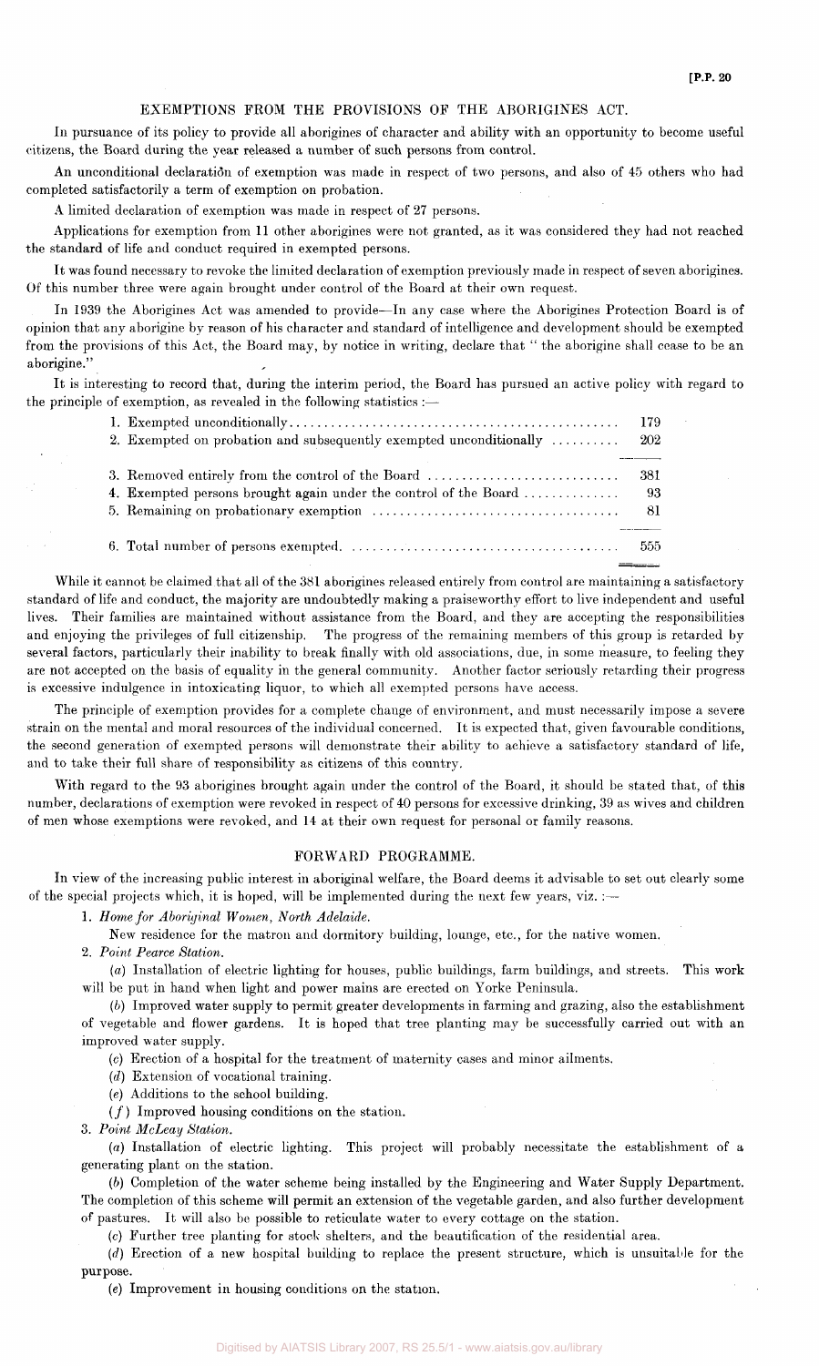## EXEMPTIONS FROM THE PROVISIONS OF THE ABORIGINES ACT.

In pursuance of its policy to provide all aborigines of character and ability with an opportunity to become useful citizens, the Board during the year released a number of such persons from control.

An unconditional declaration of exemption was made in respect of two persons, and also of 45 others who had completed satisfactorily a term of exemption on probation.

A limited declaration of exemption was made in respect of 27 persons.

Applications for exemption from 11 other aborigines were not granted, as it was considered they had not reached the standard of life and conduct required in exempted persons.

It was found necessary to revoke the limited declaration of exemption previously made in respect of seven aborigines. Of this number three were again brought under control of the Board at their own request.

In 1939 the Aborigines Act was amended to provide—In any case where the Aborigines Protection Board is of opinion that any aborigine by reason of his character and standard of intelligence and development should be exempted from the provisions of this Act, the Board may, by notice in writing, declare that "the aborigine shall cease to be an aborigine."

It is interesting to record that, during the interim period, the Board has pursued an active policy with regard to the principle of exemption, as revealed in the following statistics :—

| | |
|---|---|
| 1. Exempted unconditionally | 179 |
| 2. Exempted on probation and subsequently exempted unconditionally | 202 |
| 3. Removed entirely from the control of the Board | 381 |
| 4. Exempted persons brought again under the control of the Board | 93 |
| 5. Remaining on probationary exemption | 81 |
| 6. Total number of persons exempted | 555 |

While it cannot be claimed that all of the 381 aborigines released entirely from control are maintaining a satisfactory standard of life and conduct, the majority are undoubtedly making a praiseworthy effort to live independent and useful lives. Their families are maintained without assistance from the Board, and they are accepting the responsibilities and enjoying the privileges of full citizenship. The progress of the remaining members of this group is retarded by several factors, particularly their inability to break finally with old associations, due, in some measure, to feeling they are not accepted on the basis of equality in the general community. Another factor seriously retarding their progress is excessive indulgence in intoxicating liquor, to which all exempted persons have access.

The principle of exemption provides for a complete change of environment, and must necessarily impose a severe strain on the mental and moral resources of the individual concerned. It is expected that, given favourable conditions, the second generation of exempted persons will demonstrate their ability to achieve a satisfactory standard of life, and to take their full share of responsibility as citizens of this country.

With regard to the 93 aborigines brought again under the control of the Board, it should be stated that, of this number, declarations of exemption were revoked in respect of 40 persons for excessive drinking, 39 as wives and children of men whose exemptions were revoked, and 14 at their own request for personal or family reasons.

## FORWARD PROGRAMME.

In view of the increasing public interest in aboriginal welfare, the Board deems it advisable to set out clearly some of the special projects which, it is hoped, will be implemented during the next few years, viz. :—

1. *Home for Aboriginal Women, North Adelaide.*

   New residence for the matron and dormitory building, lounge, etc., for the native women.

2. *Point Pearce Station.*

   (*a*) Installation of electric lighting for houses, public buildings, farm buildings, and streets. This work will be put in hand when light and power mains are erected on Yorke Peninsula.

   (*b*) Improved water supply to permit greater developments in farming and grazing, also the establishment of vegetable and flower gardens. It is hoped that tree planting may be successfully carried out with an improved water supply.

   (*c*) Erection of a hospital for the treatment of maternity cases and minor ailments.

   (*d*) Extension of vocational training.

   (*e*) Additions to the school building.

   (*f*) Improved housing conditions on the station.

3. *Point McLeay Station.*

   (*a*) Installation of electric lighting. This project will probably necessitate the establishment of a generating plant on the station.

   (*b*) Completion of the water scheme being installed by the Engineering and Water Supply Department. The completion of this scheme will permit an extension of the vegetable garden, and also further development of pastures. It will also be possible to reticulate water to every cottage on the station.

   (*c*) Further tree planting for stock shelters, and the beautification of the residential area.

   (*d*) Erection of a new hospital building to replace the present structure, which is unsuitable for the purpose.

   (*e*) Improvement in housing conditions on the station.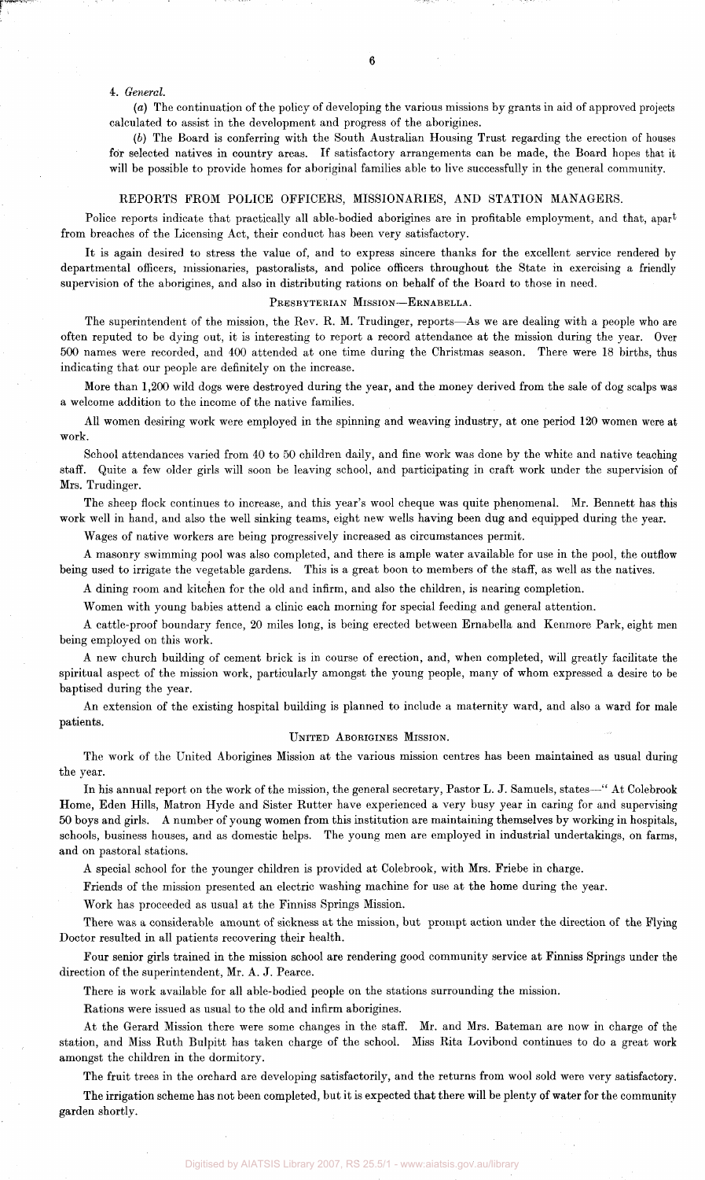4. *General.*

(*a*) The continuation of the policy of developing the various missions by grants in aid of approved projects calculated to assist in the development and progress of the aborigines.

(*b*) The Board is conferring with the South Australian Housing Trust regarding the erection of houses for selected natives in country areas. If satisfactory arrangements can be made, the Board hopes that it will be possible to provide homes for aboriginal families able to live successfully in the general community.

## REPORTS FROM POLICE OFFICERS, MISSIONARIES, AND STATION MANAGERS.

Police reports indicate that practically all able-bodied aborigines are in profitable employment, and that, apart from breaches of the Licensing Act, their conduct has been very satisfactory.

It is again desired to stress the value of, and to express sincere thanks for the excellent service rendered by departmental officers, missionaries, pastoralists, and police officers throughout the State in exercising a friendly supervision of the aborigines, and also in distributing rations on behalf of the Board to those in need.

### PRESBYTERIAN MISSION—ERNABELLA.

The superintendent of the mission, the Rev. R. M. Trudinger, reports—As we are dealing with a people who are often reputed to be dying out, it is interesting to report a record attendance at the mission during the year. Over 500 names were recorded, and 400 attended at one time during the Christmas season. There were 18 births, thus indicating that our people are definitely on the increase.

More than 1,200 wild dogs were destroyed during the year, and the money derived from the sale of dog scalps was a welcome addition to the income of the native families.

All women desiring work were employed in the spinning and weaving industry, at one period 120 women were at work.

School attendances varied from 40 to 50 children daily, and fine work was done by the white and native teaching staff. Quite a few older girls will soon be leaving school, and participating in craft work under the supervision of Mrs. Trudinger.

The sheep flock continues to increase, and this year's wool cheque was quite phenomenal. Mr. Bennett has this work well in hand, and also the well sinking teams, eight new wells having been dug and equipped during the year.

Wages of native workers are being progressively increased as circumstances permit.

A masonry swimming pool was also completed, and there is ample water available for use in the pool, the outflow being used to irrigate the vegetable gardens. This is a great boon to members of the staff, as well as the natives.

A dining room and kitchen for the old and infirm, and also the children, is nearing completion.

Women with young babies attend a clinic each morning for special feeding and general attention.

A cattle-proof boundary fence, 20 miles long, is being erected between Ernabella and Kenmore Park, eight men being employed on this work.

A new church building of cement brick is in course of erection, and, when completed, will greatly facilitate the spiritual aspect of the mission work, particularly amongst the young people, many of whom expressed a desire to be baptised during the year.

An extension of the existing hospital building is planned to include a maternity ward, and also a ward for male patients.

### UNITED ABORIGINES MISSION.

The work of the United Aborigines Mission at the various mission centres has been maintained as usual during the year.

In his annual report on the work of the mission, the general secretary, Pastor L. J. Samuels, states—" At Colebrook Home, Eden Hills, Matron Hyde and Sister Rutter have experienced a very busy year in caring for and supervising 50 boys and girls. A number of young women from this institution are maintaining themselves by working in hospitals, schools, business houses, and as domestic helps. The young men are employed in industrial undertakings, on farms, and on pastoral stations.

A special school for the younger children is provided at Colebrook, with Mrs. Friebe in charge.

Friends of the mission presented an electric washing machine for use at the home during the year.

Work has proceeded as usual at the Finniss Springs Mission.

There was a considerable amount of sickness at the mission, but prompt action under the direction of the Flying Doctor resulted in all patients recovering their health.

Four senior girls trained in the mission school are rendering good community service at Finniss Springs under the direction of the superintendent, Mr. A. J. Pearce.

There is work available for all able-bodied people on the stations surrounding the mission.

Rations were issued as usual to the old and infirm aborigines.

At the Gerard Mission there were some changes in the staff. Mr. and Mrs. Bateman are now in charge of the station, and Miss Ruth Bulpitt has taken charge of the school. Miss Rita Lovibond continues to do a great work amongst the children in the dormitory.

The fruit trees in the orchard are developing satisfactorily, and the returns from wool sold were very satisfactory.

The irrigation scheme has not been completed, but it is expected that there will be plenty of water for the community garden shortly.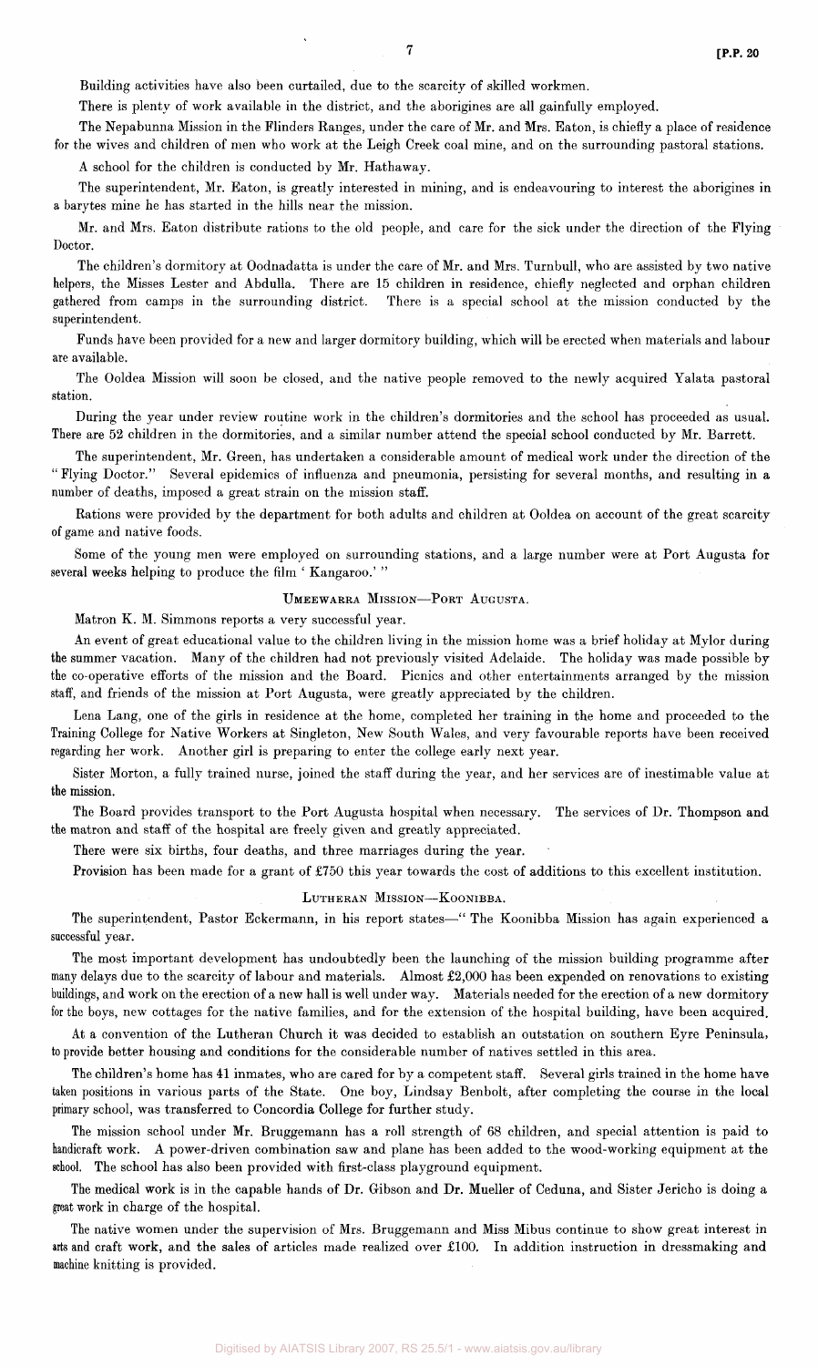Building activities have also been curtailed, due to the scarcity of skilled workmen.

There is plenty of work available in the district, and the aborigines are all gainfully employed.

The Nepabunna Mission in the Flinders Ranges, under the care of Mr. and Mrs. Eaton, is chiefly a place of residence for the wives and children of men who work at the Leigh Creek coal mine, and on the surrounding pastoral stations.

A school for the children is conducted by Mr. Hathaway.

The superintendent, Mr. Eaton, is greatly interested in mining, and is endeavouring to interest the aborigines in a barytes mine he has started in the hills near the mission.

Mr. and Mrs. Eaton distribute rations to the old people, and care for the sick under the direction of the Flying Doctor.

The children's dormitory at Oodnadatta is under the care of Mr. and Mrs. Turnbull, who are assisted by two native helpers, the Misses Lester and Abdulla. There are 15 children in residence, chiefly neglected and orphan children gathered from camps in the surrounding district. There is a special school at the mission conducted by the superintendent.

Funds have been provided for a new and larger dormitory building, which will be erected when materials and labour are available.

The Ooldea Mission will soon be closed, and the native people removed to the newly acquired Yalata pastoral station.

During the year under review routine work in the children's dormitories and the school has proceeded as usual. There are 52 children in the dormitories, and a similar number attend the special school conducted by Mr. Barrett.

The superintendent, Mr. Green, has undertaken a considerable amount of medical work under the direction of the "Flying Doctor." Several epidemics of influenza and pneumonia, persisting for several months, and resulting in a number of deaths, imposed a great strain on the mission staff.

Rations were provided by the department for both adults and children at Ooldea on account of the great scarcity of game and native foods.

Some of the young men were employed on surrounding stations, and a large number were at Port Augusta for several weeks helping to produce the film 'Kangaroo.'"

### UMEEWARRA MISSION—PORT AUGUSTA.

Matron K. M. Simmons reports a very successful year.

An event of great educational value to the children living in the mission home was a brief holiday at Mylor during the summer vacation. Many of the children had not previously visited Adelaide. The holiday was made possible by the co-operative efforts of the mission and the Board. Picnics and other entertainments arranged by the mission staff, and friends of the mission at Port Augusta, were greatly appreciated by the children.

Lena Lang, one of the girls in residence at the home, completed her training in the home and proceeded to the Training College for Native Workers at Singleton, New South Wales, and very favourable reports have been received regarding her work. Another girl is preparing to enter the college early next year.

Sister Morton, a fully trained nurse, joined the staff during the year, and her services are of inestimable value at the mission.

The Board provides transport to the Port Augusta hospital when necessary. The services of Dr. Thompson and the matron and staff of the hospital are freely given and greatly appreciated.

There were six births, four deaths, and three marriages during the year.

Provision has been made for a grant of £750 this year towards the cost of additions to this excellent institution.

### LUTHERAN MISSION—KOONIBBA.

The superintendent, Pastor Eckermann, in his report states—"The Koonibba Mission has again experienced a successful year.

The most important development has undoubtedly been the launching of the mission building programme after many delays due to the scarcity of labour and materials. Almost £2,000 has been expended on renovations to existing buildings, and work on the erection of a new hall is well under way. Materials needed for the erection of a new dormitory for the boys, new cottages for the native families, and for the extension of the hospital building, have been acquired.

At a convention of the Lutheran Church it was decided to establish an outstation on southern Eyre Peninsula, to provide better housing and conditions for the considerable number of natives settled in this area.

The children's home has 41 inmates, who are cared for by a competent staff. Several girls trained in the home have taken positions in various parts of the State. One boy, Lindsay Benbolt, after completing the course in the local primary school, was transferred to Concordia College for further study.

The mission school under Mr. Bruggemann has a roll strength of 68 children, and special attention is paid to handicraft work. A power-driven combination saw and plane has been added to the wood-working equipment at the school. The school has also been provided with first-class playground equipment.

The medical work is in the capable hands of Dr. Gibson and Dr. Mueller of Ceduna, and Sister Jericho is doing a great work in charge of the hospital.

The native women under the supervision of Mrs. Bruggemann and Miss Mibus continue to show great interest in arts and craft work, and the sales of articles made realized over £100. In addition instruction in dressmaking and machine knitting is provided.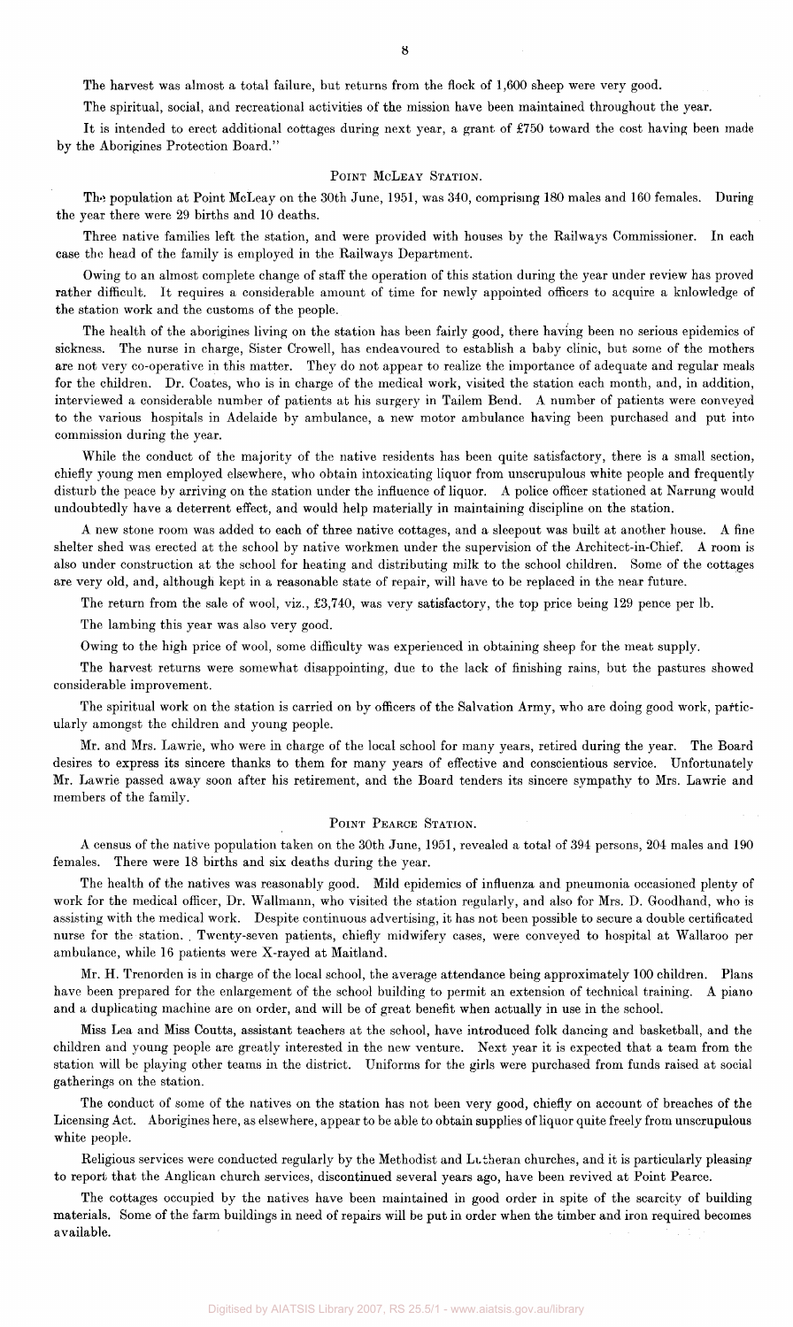The harvest was almost a total failure, but returns from the flock of 1,600 sheep were very good.

The spiritual, social, and recreational activities of the mission have been maintained throughout the year.

It is intended to erect additional cottages during next year, a grant of £750 toward the cost having been made by the Aborigines Protection Board."

### POINT MCLEAY STATION.

The population at Point McLeay on the 30th June, 1951, was 340, comprising 180 males and 160 females. During the year there were 29 births and 10 deaths.

Three native families left the station, and were provided with houses by the Railways Commissioner. In each case the head of the family is employed in the Railways Department.

Owing to an almost complete change of staff the operation of this station during the year under review has proved rather difficult. It requires a considerable amount of time for newly appointed officers to acquire a knlowledge of the station work and the customs of the people.

The health of the aborigines living on the station has been fairly good, there having been no serious epidemics of sickness. The nurse in charge, Sister Crowell, has endeavoured to establish a baby clinic, but some of the mothers are not very co-operative in this matter. They do not appear to realize the importance of adequate and regular meals for the children. Dr. Coates, who is in charge of the medical work, visited the station each month, and, in addition, interviewed a considerable number of patients at his surgery in Tailem Bend. A number of patients were conveyed to the various hospitals in Adelaide by ambulance, a new motor ambulance having been purchased and put into commission during the year.

While the conduct of the majority of the native residents has been quite satisfactory, there is a small section, chiefly young men employed elsewhere, who obtain intoxicating liquor from unscrupulous white people and frequently disturb the peace by arriving on the station under the influence of liquor. A police officer stationed at Narrung would undoubtedly have a deterrent effect, and would help materially in maintaining discipline on the station.

A new stone room was added to each of three native cottages, and a sleepout was built at another house. A fine shelter shed was erected at the school by native workmen under the supervision of the Architect-in-Chief. A room is also under construction at the school for heating and distributing milk to the school children. Some of the cottages are very old, and, although kept in a reasonable state of repair, will have to be replaced in the near future.

The return from the sale of wool, viz., £3,740, was very satisfactory, the top price being 129 pence per lb.

The lambing this year was also very good.

Owing to the high price of wool, some difficulty was experienced in obtaining sheep for the meat supply.

The harvest returns were somewhat disappointing, due to the lack of finishing rains, but the pastures showed considerable improvement.

The spiritual work on the station is carried on by officers of the Salvation Army, who are doing good work, particularly amongst the children and young people.

Mr. and Mrs. Lawrie, who were in charge of the local school for many years, retired during the year. The Board desires to express its sincere thanks to them for many years of effective and conscientious service. Unfortunately Mr. Lawrie passed away soon after his retirement, and the Board tenders its sincere sympathy to Mrs. Lawrie and members of the family.

### POINT PEARCE STATION.

A census of the native population taken on the 30th June, 1951, revealed a total of 394 persons, 204 males and 190 females. There were 18 births and six deaths during the year.

The health of the natives was reasonably good. Mild epidemics of influenza and pneumonia occasioned plenty of work for the medical officer, Dr. Wallmann, who visited the station regularly, and also for Mrs. D. Goodhand, who is assisting with the medical work. Despite continuous advertising, it has not been possible to secure a double certificated nurse for the station. Twenty-seven patients, chiefly midwifery cases, were conveyed to hospital at Wallaroo per ambulance, while 16 patients were X-rayed at Maitland.

Mr. H. Trenorden is in charge of the local school, the average attendance being approximately 100 children. Plans have been prepared for the enlargement of the school building to permit an extension of technical training. A piano and a duplicating machine are on order, and will be of great benefit when actually in use in the school.

Miss Lea and Miss Coutts, assistant teachers at the school, have introduced folk dancing and basketball, and the children and young people are greatly interested in the new venture. Next year it is expected that a team from the station will be playing other teams in the district. Uniforms for the girls were purchased from funds raised at social gatherings on the station.

The conduct of some of the natives on the station has not been very good, chiefly on account of breaches of the Licensing Act. Aborigines here, as elsewhere, appear to be able to obtain supplies of liquor quite freely from unscrupulous white people.

Religious services were conducted regularly by the Methodist and Lutheran churches, and it is particularly pleasing to report that the Anglican church services, discontinued several years ago, have been revived at Point Pearce.

The cottages occupied by the natives have been maintained in good order in spite of the scarcity of building materials. Some of the farm buildings in need of repairs will be put in order when the timber and iron required becomes available.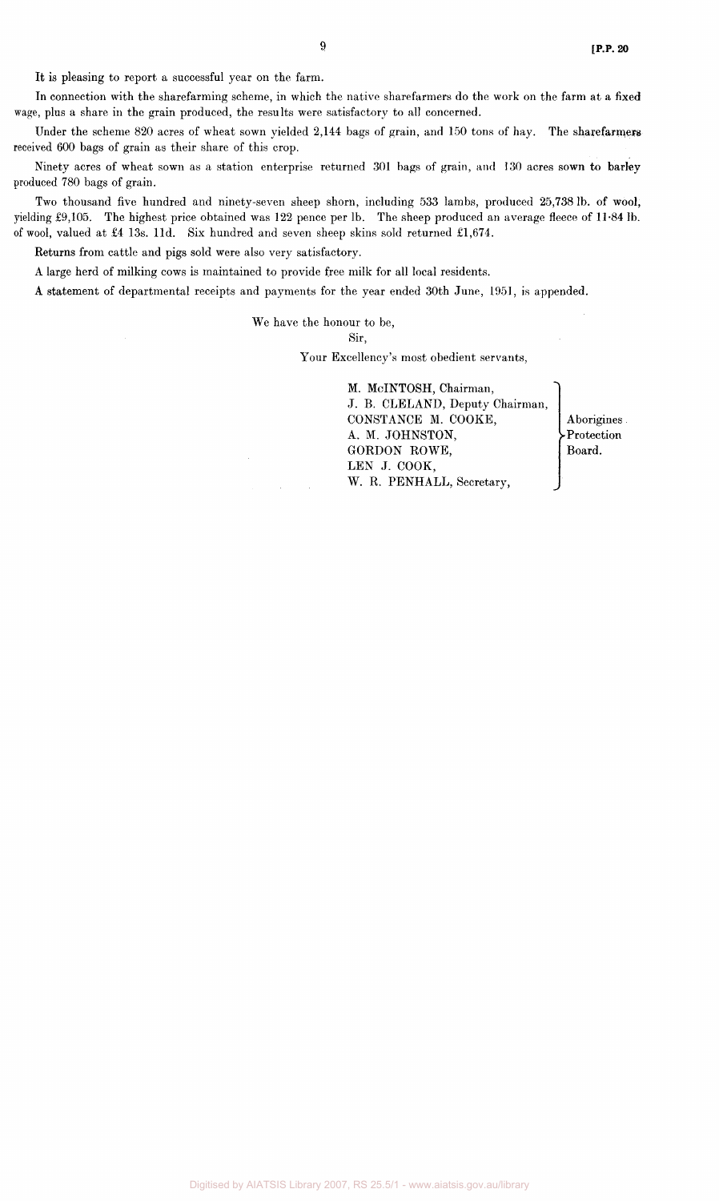It is pleasing to report a successful year on the farm.

In connection with the sharefarming scheme, in which the native sharefarmers do the work on the farm at a fixed wage, plus a share in the grain produced, the results were satisfactory to all concerned.

Under the scheme 820 acres of wheat sown yielded 2,144 bags of grain, and 150 tons of hay. The sharefarmers received 600 bags of grain as their share of this crop.

Ninety acres of wheat sown as a station enterprise returned 301 bags of grain, and 130 acres sown to barley produced 780 bags of grain.

Two thousand five hundred and ninety-seven sheep shorn, including 533 lambs, produced 25,738 lb. of wool, yielding £9,105. The highest price obtained was 122 pence per lb. The sheep produced an average fleece of 11·84 lb. of wool, valued at £4 13s. 11d. Six hundred and seven sheep skins sold returned £1,674.

Returns from cattle and pigs sold were also very satisfactory.

A large herd of milking cows is maintained to provide free milk for all local residents.

A statement of departmental receipts and payments for the year ended 30th June, 1951, is appended.

We have the honour to be,

Sir,

Your Excellency's most obedient servants,

M. McINTOSH, Chairman,
J. B. CLELAND, Deputy Chairman,
CONSTANCE M. COOKE,
A. M. JOHNSTON,
GORDON ROWE,
LEN J. COOK,
W. R. PENHALL, Secretary,

Aborigines Protection Board.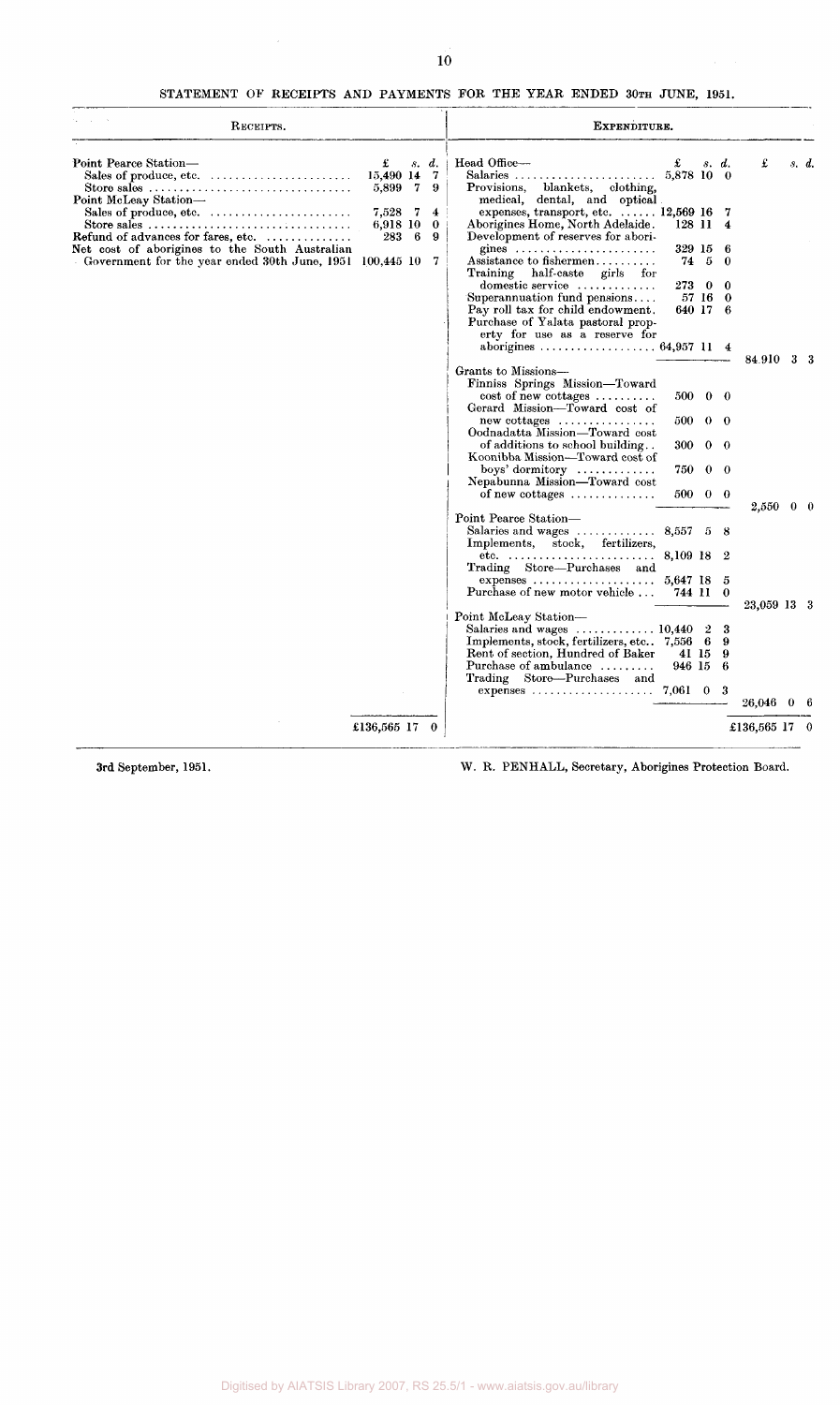## STATEMENT OF RECEIPTS AND PAYMENTS FOR THE YEAR ENDED 30TH JUNE, 1951.

| Receipts. | £ s. d. |
|---|---|
| Point Pearce Station— | |
| Sales of produce, etc. | 15,490 14 7 |
| Store sales | 5,899 7 9 |
| Point McLeay Station— | |
| Sales of produce, etc. | 7,528 7 4 |
| Store sales | 6,918 10 0 |
| Refund of advances for fares, etc. | 283 6 9 |
| Net cost of aborigines to the South Australian Government for the year ended 30th June, 1951 | 100,445 10 7 |
| | £136,565 17 0 |

| Expenditure. | £ s. d. | £ s. d. |
|---|---|---|
| Head Office— | | |
| Salaries | 5,878 10 0 | |
| Provisions, blankets, clothing, medical, dental, and optical expenses, transport, etc. | 12,569 16 7 | |
| Aborigines Home, North Adelaide. | 128 11 4 | |
| Development of reserves for aborigines | 329 15 6 | |
| Assistance to fishermen | 74 5 0 | |
| Training half-caste girls for domestic service | 273 0 0 | |
| Superannuation fund pensions | 57 16 0 | |
| Pay roll tax for child endowment. | 640 17 6 | |
| Purchase of Yalata pastoral property for use as a reserve for aborigines | 64,957 11 4 | |
| | | 84,910 3 3 |
| Grants to Missions— | | |
| Finniss Springs Mission—Toward cost of new cottages | 500 0 0 | |
| Gerard Mission—Toward cost of new cottages | 500 0 0 | |
| Oodnadatta Mission—Toward cost of additions to school building | 300 0 0 | |
| Koonibba Mission—Toward cost of boys' dormitory | 750 0 0 | |
| Nepabunna Mission—Toward cost of new cottages | 500 0 0 | |
| | | 2,550 0 0 |
| Point Pearce Station— | | |
| Salaries and wages | 8,557 5 8 | |
| Implements, stock, fertilizers, etc. | 8,109 18 2 | |
| Trading Store—Purchases and expenses | 5,647 18 5 | |
| Purchase of new motor vehicle | 744 11 0 | |
| | | 23,059 13 3 |
| Point McLeay Station— | | |
| Salaries and wages | 10,440 2 3 | |
| Implements, stock, fertilizers, etc. | 7,556 6 9 | |
| Rent of section, Hundred of Baker | 41 15 9 | |
| Purchase of ambulance | 946 15 6 | |
| Trading Store—Purchases and expenses | 7,061 0 3 | |
| | | 26,046 0 6 |
| | | £136,565 17 0 |

3rd September, 1951.

W. R. PENHALL, Secretary, Aborigines Protection Board.